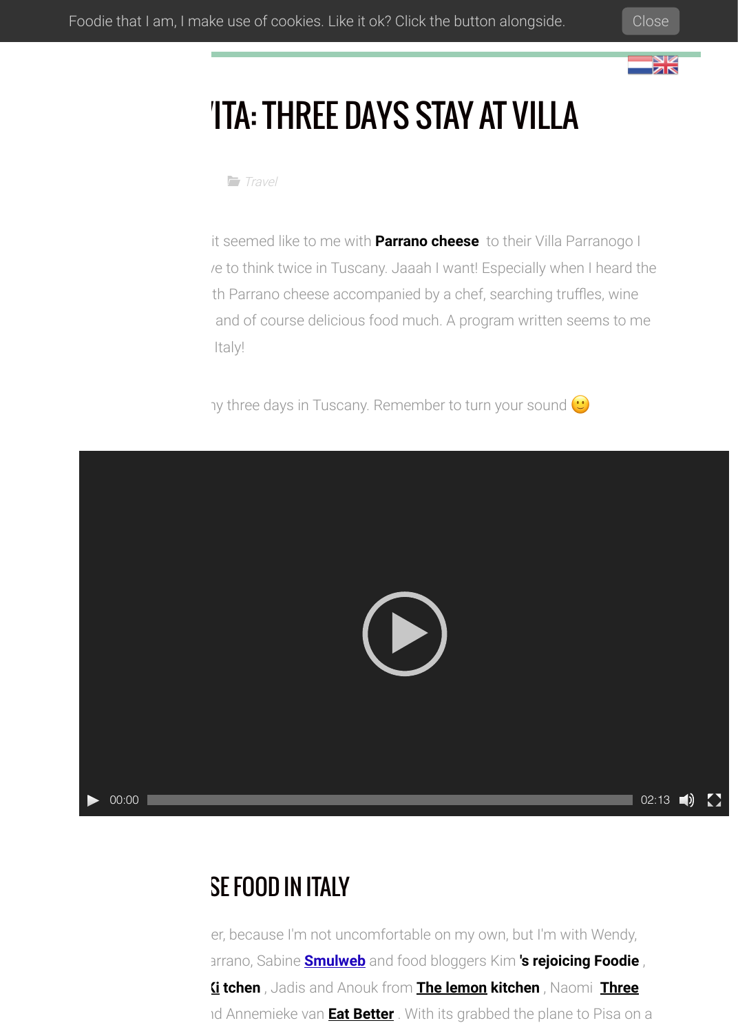Foodie that I am, I make use of cookies. Like it ok? Click the button alongside. Close

# 'ITA: THREE DAYS STAY AT VILLA

*Travel*

it seemed like to me with **Parrano cheese** to their Villa Parranogo I /e to think twice in Tuscany. Jaaah I want! Especially when I heard the th Parrano cheese accompanied by a chef, searching truffles, wine and of course delicious food much. A program written seems to me Italy!

ıy three days in Tuscany. Remember to turn your sound 🙂

00:00 02:13

## SE FOOD IN ITALY

er, because I'm not uncomfortable on my own, but I'm with Wendy, ırrano, Sabine **Smulweb** and food bloggers Kim **'s rejoicing Foodie** , **(i tchen** , Jadis and Anouk from **The lemon kitchen** , Naomi **Three** ıd Annemieke van **Eat Better** . With its grabbed the plane to Pisa on a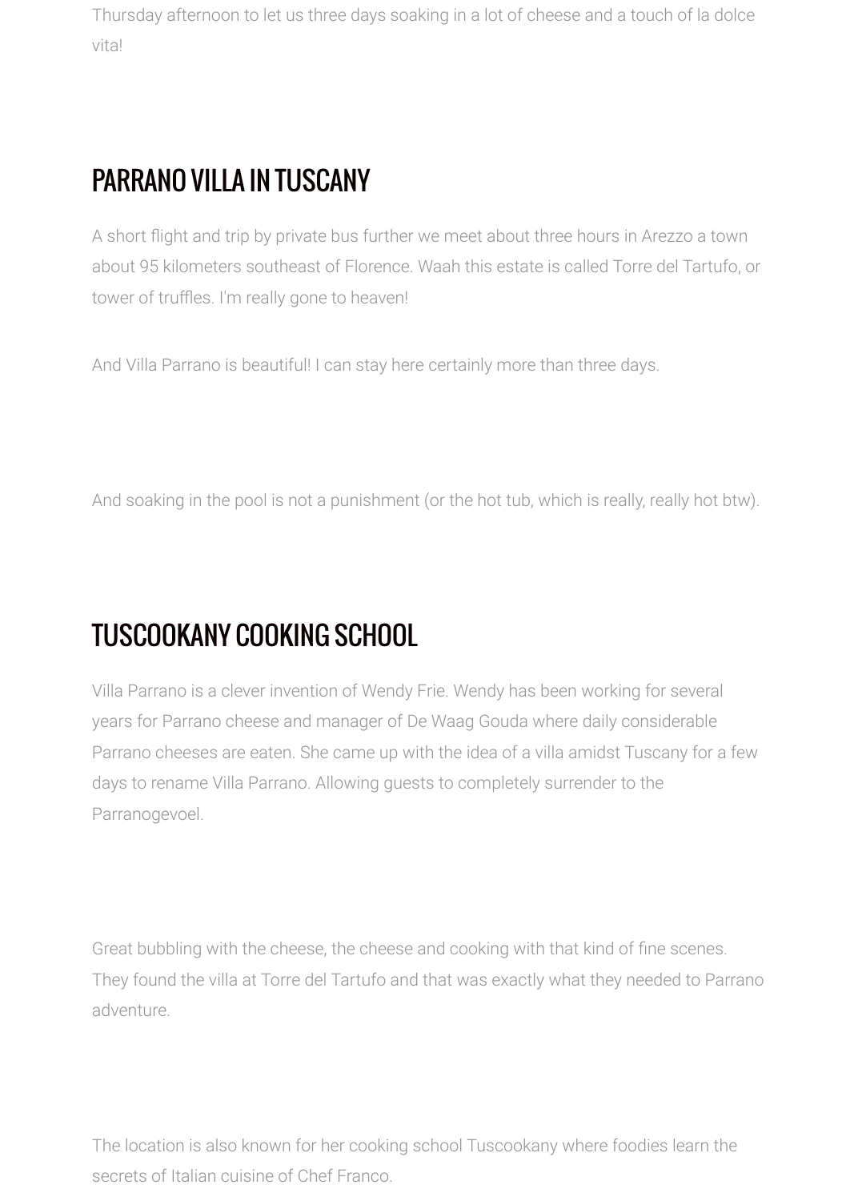Thursday afternoon to let us three days soaking in a lot of cheese and a touch of la dolce vita!

## PARRANO VILLA IN TUSCANY

A short flight and trip by private bus further we meet about three hours in Arezzo a town about 95 kilometers southeast of Florence. Waah this estate is called Torre del Tartufo, or tower of truffles. I'm really gone to heaven!

And Villa Parrano is beautiful! I can stay here certainly more than three days.

And soaking in the pool is not a punishment (or the hot tub, which is really, really hot btw).

## TUSCOOKANY COOKING SCHOOL

Villa Parrano is a clever invention of Wendy Frie. Wendy has been working for several years for Parrano cheese and manager of De Waag Gouda where daily considerable Parrano cheeses are eaten. She came up with the idea of a villa amidst Tuscany for a few days to rename Villa Parrano. Allowing guests to completely surrender to the Parranogevoel.

Great bubbling with the cheese, the cheese and cooking with that kind of fine scenes. They found the villa at Torre del Tartufo and that was exactly what they needed to Parrano adventure.

The location is also known for her cooking school Tuscookany where foodies learn the secrets of Italian cuisine of Chef Franco.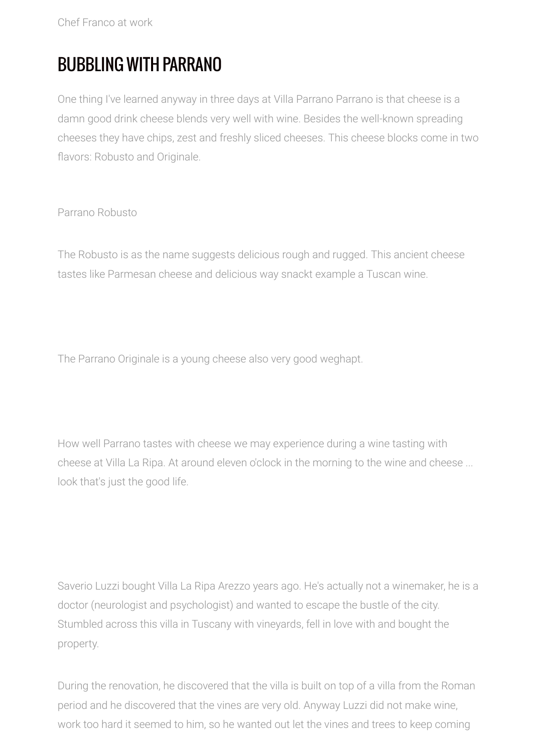Chef Franco at work

## BUBBLING WITH PARRANO

One thing I've learned anyway in three days at Villa Parrano Parrano is that cheese is a damn good drink cheese blends very well with wine. Besides the well-known spreading cheeses they have chips, zest and freshly sliced cheeses. This cheese blocks come in two flavors: Robusto and Originale.

Parrano Robusto

The Robusto is as the name suggests delicious rough and rugged. This ancient cheese tastes like Parmesan cheese and delicious way snackt example a Tuscan wine.

The Parrano Originale is a young cheese also very good weghapt.

How well Parrano tastes with cheese we may experience during a wine tasting with cheese at Villa La Ripa. At around eleven o'clock in the morning to the wine and cheese ... look that's just the good life.

Saverio Luzzi bought Villa La Ripa Arezzo years ago. He's actually not a winemaker, he is a doctor (neurologist and psychologist) and wanted to escape the bustle of the city. Stumbled across this villa in Tuscany with vineyards, fell in love with and bought the property.

During the renovation, he discovered that the villa is built on top of a villa from the Roman period and he discovered that the vines are very old. Anyway Luzzi did not make wine, work too hard it seemed to him, so he wanted out let the vines and trees to keep coming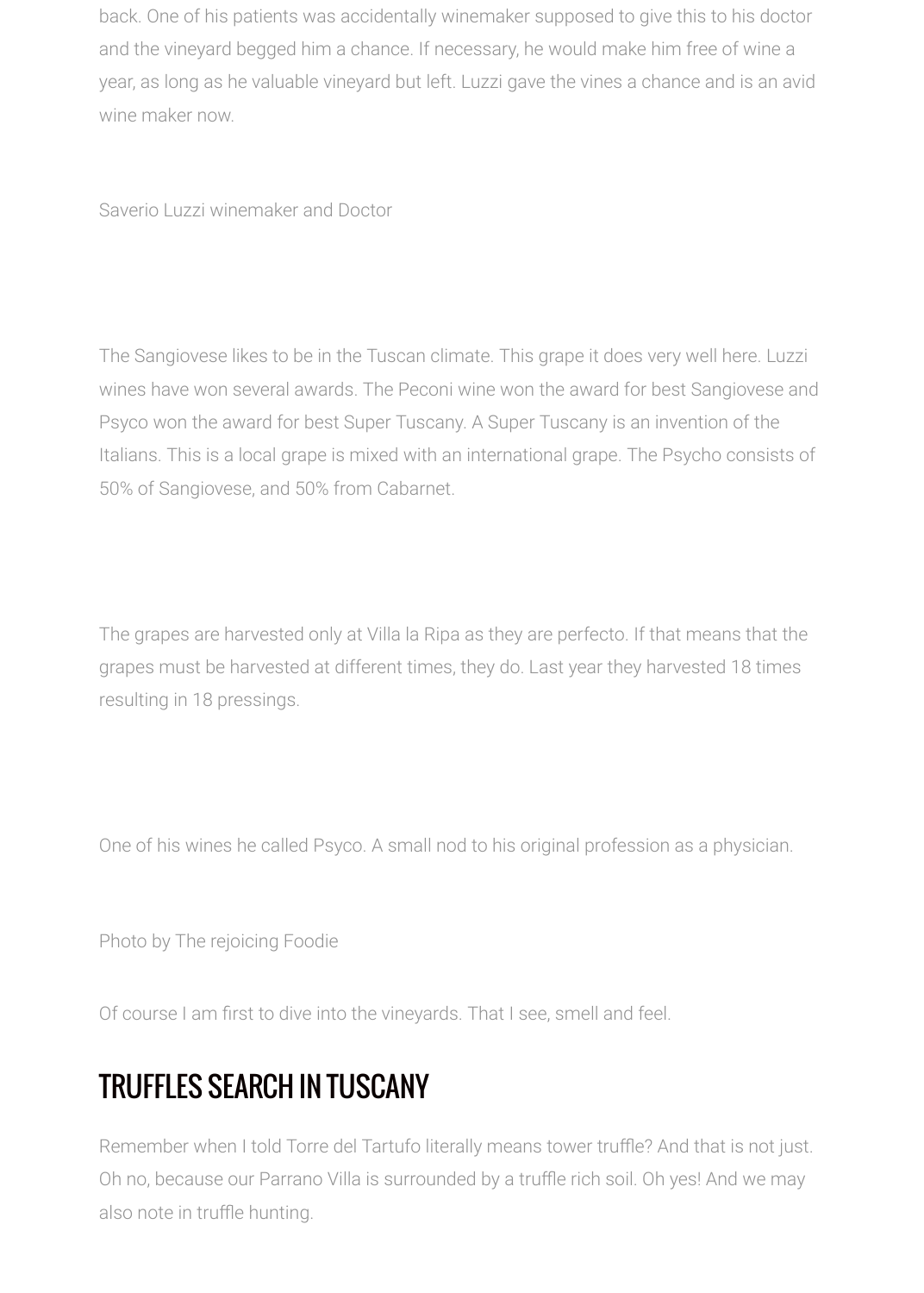back. One of his patients was accidentally winemaker supposed to give this to his doctor and the vineyard begged him a chance. If necessary, he would make him free of wine a year, as long as he valuable vineyard but left. Luzzi gave the vines a chance and is an avid wine maker now.

Saverio Luzzi winemaker and Doctor

The Sangiovese likes to be in the Tuscan climate. This grape it does very well here. Luzzi wines have won several awards. The Peconi wine won the award for best Sangiovese and Psyco won the award for best Super Tuscany. A Super Tuscany is an invention of the Italians. This is a local grape is mixed with an international grape. The Psycho consists of 50% of Sangiovese, and 50% from Cabarnet.

The grapes are harvested only at Villa la Ripa as they are perfecto. If that means that the grapes must be harvested at different times, they do. Last year they harvested 18 times resulting in 18 pressings.

One of his wines he called Psyco. A small nod to his original profession as a physician.

Photo by The rejoicing Foodie

Of course I am first to dive into the vineyards. That I see, smell and feel.

## TRUFFLES SEARCH IN TUSCANY

Remember when I told Torre del Tartufo literally means tower truffle? And that is not just. Oh no, because our Parrano Villa is surrounded by a truffle rich soil. Oh yes! And we may also note in truffle hunting.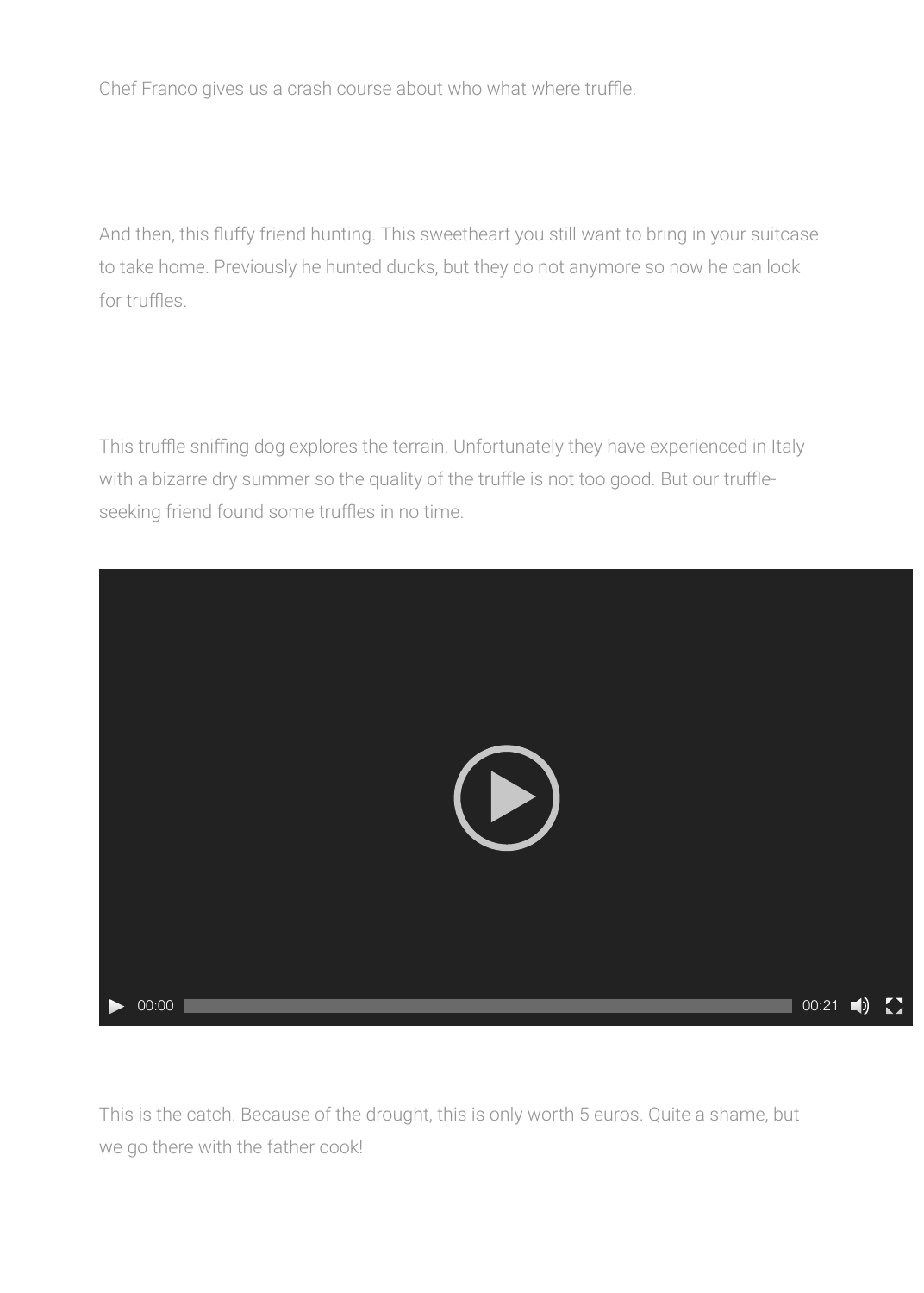Chef Franco gives us a crash course about who what where truffle.

And then, this fluffy friend hunting. This sweetheart you still want to bring in your suitcase to take home. Previously he hunted ducks, but they do not anymore so now he can look for truffles.

This truffle sniffing dog explores the terrain. Unfortunately they have experienced in Italy with a bizarre dry summer so the quality of the truffle is not too good. But our truffle-seeking friend found some truffles in no time.

This is the catch. Because of the drought, this is only worth 5 euros. Quite a shame, but we go there with the father cook!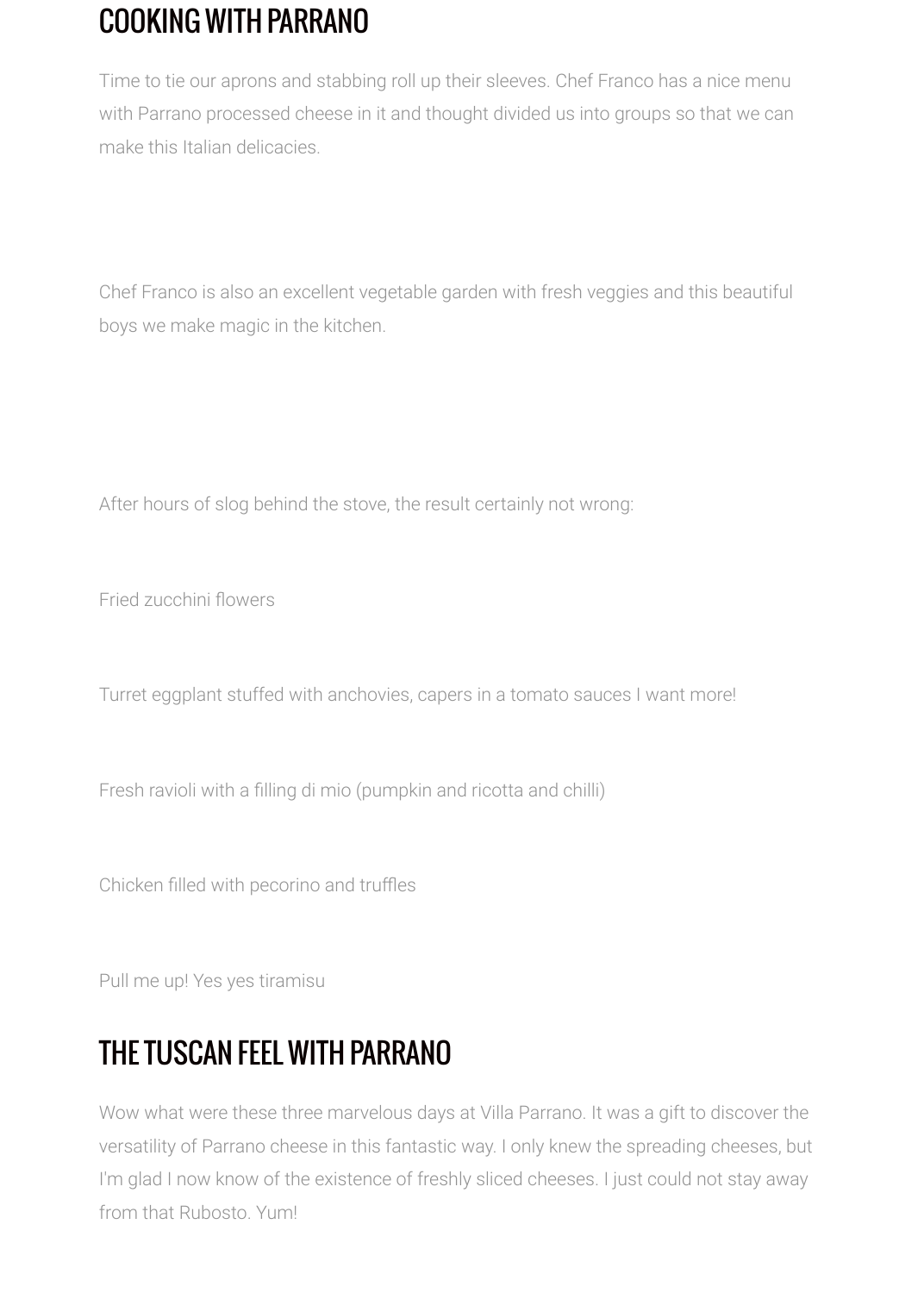## COOKING WITH PARRANO

Time to tie our aprons and stabbing roll up their sleeves. Chef Franco has a nice menu with Parrano processed cheese in it and thought divided us into groups so that we can make this Italian delicacies.

Chef Franco is also an excellent vegetable garden with fresh veggies and this beautiful boys we make magic in the kitchen.

After hours of slog behind the stove, the result certainly not wrong:

Fried zucchini flowers

Turret eggplant stuffed with anchovies, capers in a tomato sauces I want more!

Fresh ravioli with a filling di mio (pumpkin and ricotta and chilli)

Chicken filled with pecorino and truffles

Pull me up! Yes yes tiramisu

## THE TUSCAN FEEL WITH PARRANO

Wow what were these three marvelous days at Villa Parrano. It was a gift to discover the versatility of Parrano cheese in this fantastic way. I only knew the spreading cheeses, but I'm glad I now know of the existence of freshly sliced cheeses. I just could not stay away from that Rubosto. Yum!